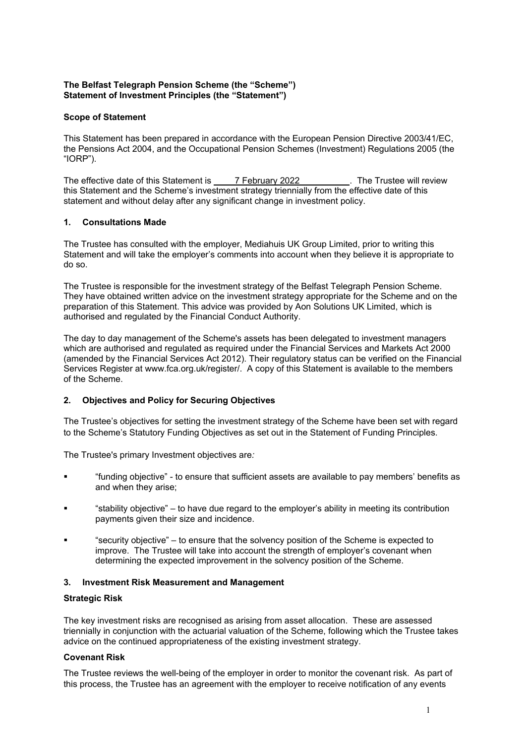**The Belfast Telegraph Pension Scheme (the "Scheme")**
**Statement of Investment Principles (the "Statement")**

**Scope of Statement**

This Statement has been prepared in accordance with the European Pension Directive 2003/41/EC, the Pensions Act 2004, and the Occupational Pension Schemes (Investment) Regulations 2005 (the "IORP").

The effective date of this Statement is 7 February 2022. The Trustee will review this Statement and the Scheme's investment strategy triennially from the effective date of this statement and without delay after any significant change in investment policy.

## 1. Consultations Made

The Trustee has consulted with the employer, Mediahuis UK Group Limited, prior to writing this Statement and will take the employer's comments into account when they believe it is appropriate to do so.

The Trustee is responsible for the investment strategy of the Belfast Telegraph Pension Scheme. They have obtained written advice on the investment strategy appropriate for the Scheme and on the preparation of this Statement. This advice was provided by Aon Solutions UK Limited, which is authorised and regulated by the Financial Conduct Authority.

The day to day management of the Scheme's assets has been delegated to investment managers which are authorised and regulated as required under the Financial Services and Markets Act 2000 (amended by the Financial Services Act 2012). Their regulatory status can be verified on the Financial Services Register at www.fca.org.uk/register/. A copy of this Statement is available to the members of the Scheme.

## 2. Objectives and Policy for Securing Objectives

The Trustee's objectives for setting the investment strategy of the Scheme have been set with regard to the Scheme's Statutory Funding Objectives as set out in the Statement of Funding Principles.

The Trustee's primary Investment objectives are*:*

- "funding objective" - to ensure that sufficient assets are available to pay members' benefits as and when they arise;
- "stability objective" – to have due regard to the employer's ability in meeting its contribution payments given their size and incidence.
- "security objective" – to ensure that the solvency position of the Scheme is expected to improve. The Trustee will take into account the strength of employer's covenant when determining the expected improvement in the solvency position of the Scheme.

## 3. Investment Risk Measurement and Management

**Strategic Risk**

The key investment risks are recognised as arising from asset allocation. These are assessed triennially in conjunction with the actuarial valuation of the Scheme, following which the Trustee takes advice on the continued appropriateness of the existing investment strategy.

**Covenant Risk**

The Trustee reviews the well-being of the employer in order to monitor the covenant risk. As part of this process, the Trustee has an agreement with the employer to receive notification of any events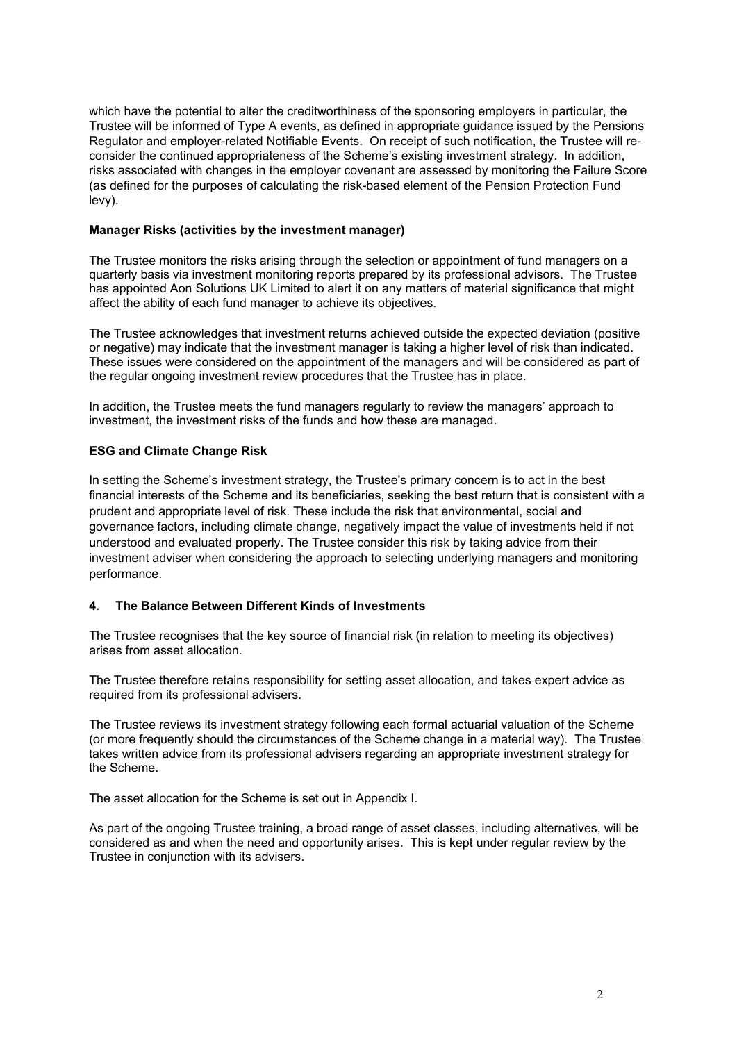which have the potential to alter the creditworthiness of the sponsoring employers in particular, the Trustee will be informed of Type A events, as defined in appropriate guidance issued by the Pensions Regulator and employer-related Notifiable Events. On receipt of such notification, the Trustee will re-consider the continued appropriateness of the Scheme's existing investment strategy. In addition, risks associated with changes in the employer covenant are assessed by monitoring the Failure Score (as defined for the purposes of calculating the risk-based element of the Pension Protection Fund levy).

**Manager Risks (activities by the investment manager)**

The Trustee monitors the risks arising through the selection or appointment of fund managers on a quarterly basis via investment monitoring reports prepared by its professional advisors. The Trustee has appointed Aon Solutions UK Limited to alert it on any matters of material significance that might affect the ability of each fund manager to achieve its objectives.

The Trustee acknowledges that investment returns achieved outside the expected deviation (positive or negative) may indicate that the investment manager is taking a higher level of risk than indicated. These issues were considered on the appointment of the managers and will be considered as part of the regular ongoing investment review procedures that the Trustee has in place.

In addition, the Trustee meets the fund managers regularly to review the managers' approach to investment, the investment risks of the funds and how these are managed.

**ESG and Climate Change Risk**

In setting the Scheme's investment strategy, the Trustee's primary concern is to act in the best financial interests of the Scheme and its beneficiaries, seeking the best return that is consistent with a prudent and appropriate level of risk. These include the risk that environmental, social and governance factors, including climate change, negatively impact the value of investments held if not understood and evaluated properly. The Trustee consider this risk by taking advice from their investment adviser when considering the approach to selecting underlying managers and monitoring performance.

## 4. The Balance Between Different Kinds of Investments

The Trustee recognises that the key source of financial risk (in relation to meeting its objectives) arises from asset allocation.

The Trustee therefore retains responsibility for setting asset allocation, and takes expert advice as required from its professional advisers.

The Trustee reviews its investment strategy following each formal actuarial valuation of the Scheme (or more frequently should the circumstances of the Scheme change in a material way). The Trustee takes written advice from its professional advisers regarding an appropriate investment strategy for the Scheme.

The asset allocation for the Scheme is set out in Appendix I.

As part of the ongoing Trustee training, a broad range of asset classes, including alternatives, will be considered as and when the need and opportunity arises. This is kept under regular review by the Trustee in conjunction with its advisers.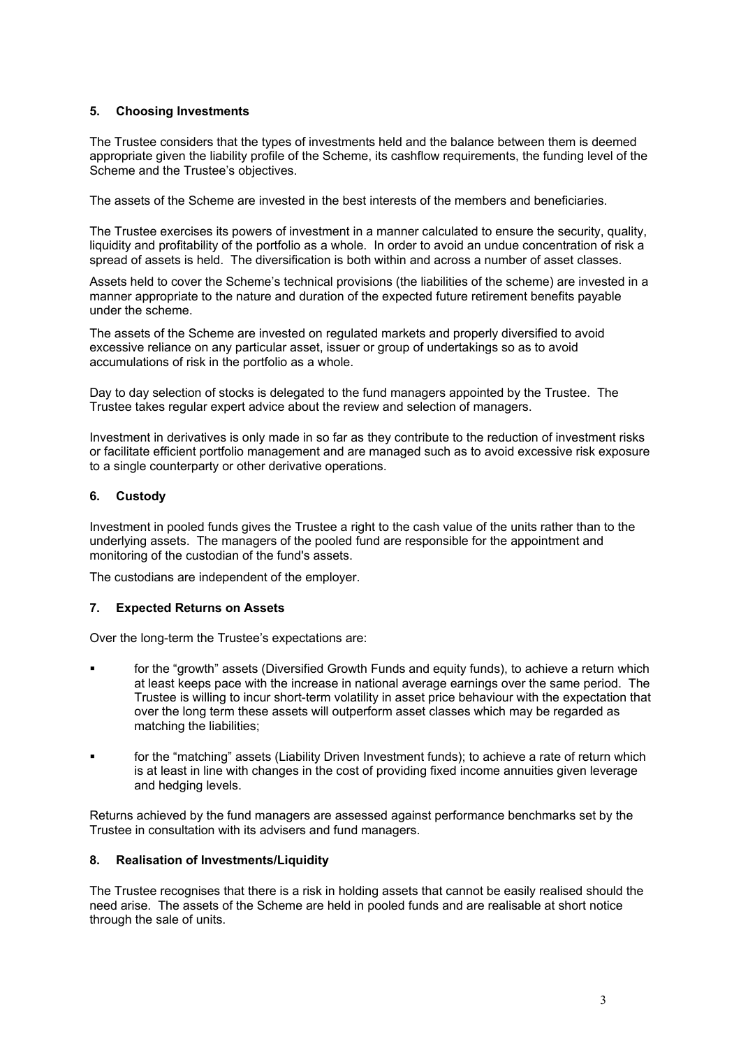## 5. Choosing Investments

The Trustee considers that the types of investments held and the balance between them is deemed appropriate given the liability profile of the Scheme, its cashflow requirements, the funding level of the Scheme and the Trustee's objectives.

The assets of the Scheme are invested in the best interests of the members and beneficiaries.

The Trustee exercises its powers of investment in a manner calculated to ensure the security, quality, liquidity and profitability of the portfolio as a whole. In order to avoid an undue concentration of risk a spread of assets is held. The diversification is both within and across a number of asset classes.

Assets held to cover the Scheme's technical provisions (the liabilities of the scheme) are invested in a manner appropriate to the nature and duration of the expected future retirement benefits payable under the scheme.

The assets of the Scheme are invested on regulated markets and properly diversified to avoid excessive reliance on any particular asset, issuer or group of undertakings so as to avoid accumulations of risk in the portfolio as a whole.

Day to day selection of stocks is delegated to the fund managers appointed by the Trustee. The Trustee takes regular expert advice about the review and selection of managers.

Investment in derivatives is only made in so far as they contribute to the reduction of investment risks or facilitate efficient portfolio management and are managed such as to avoid excessive risk exposure to a single counterparty or other derivative operations.

## 6. Custody

Investment in pooled funds gives the Trustee a right to the cash value of the units rather than to the underlying assets. The managers of the pooled fund are responsible for the appointment and monitoring of the custodian of the fund's assets.

The custodians are independent of the employer.

## 7. Expected Returns on Assets

Over the long-term the Trustee's expectations are:

- for the "growth" assets (Diversified Growth Funds and equity funds), to achieve a return which at least keeps pace with the increase in national average earnings over the same period. The Trustee is willing to incur short-term volatility in asset price behaviour with the expectation that over the long term these assets will outperform asset classes which may be regarded as matching the liabilities;
- for the "matching" assets (Liability Driven Investment funds); to achieve a rate of return which is at least in line with changes in the cost of providing fixed income annuities given leverage and hedging levels.

Returns achieved by the fund managers are assessed against performance benchmarks set by the Trustee in consultation with its advisers and fund managers.

## 8. Realisation of Investments/Liquidity

The Trustee recognises that there is a risk in holding assets that cannot be easily realised should the need arise. The assets of the Scheme are held in pooled funds and are realisable at short notice through the sale of units.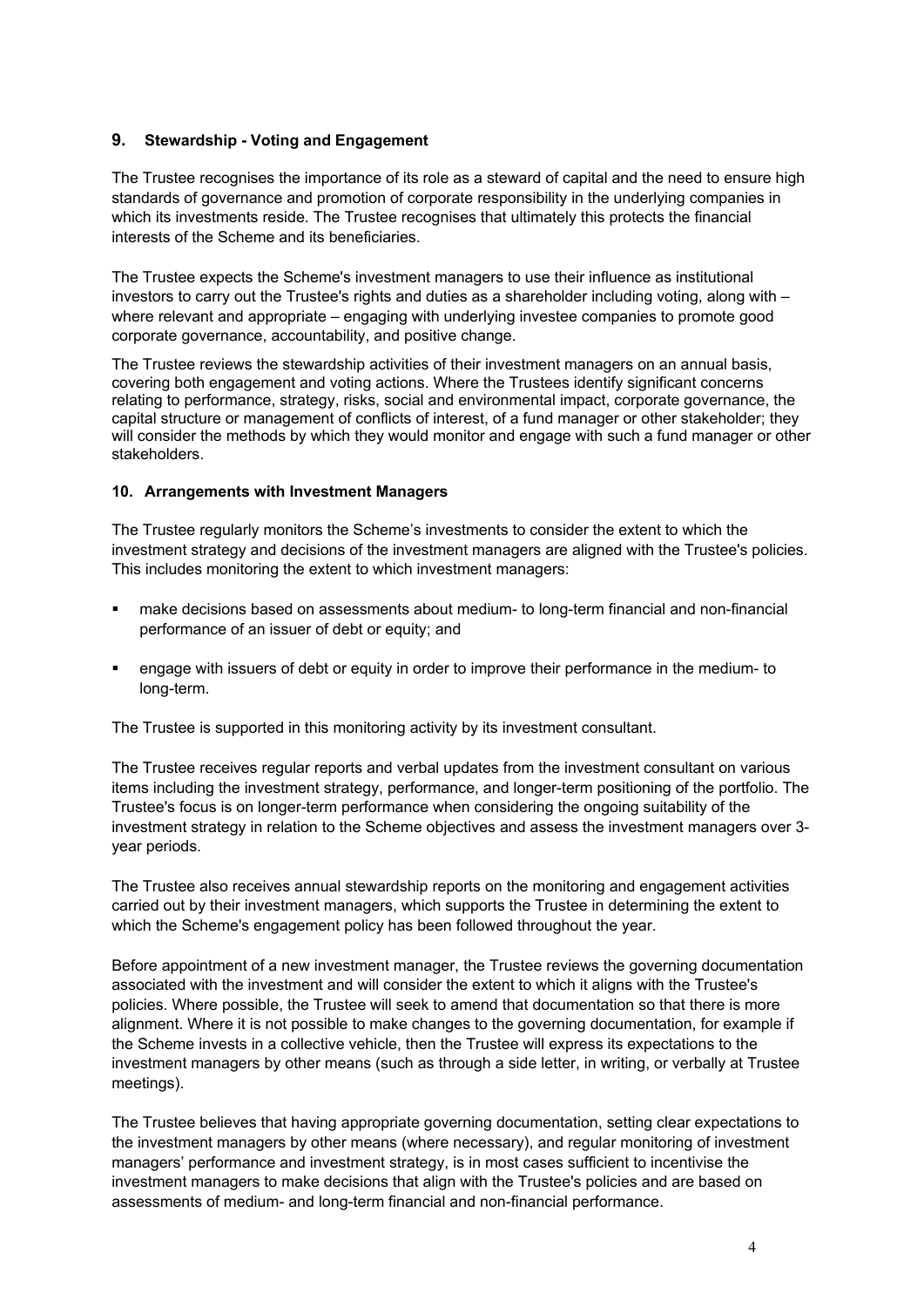## 9. Stewardship - Voting and Engagement

The Trustee recognises the importance of its role as a steward of capital and the need to ensure high standards of governance and promotion of corporate responsibility in the underlying companies in which its investments reside. The Trustee recognises that ultimately this protects the financial interests of the Scheme and its beneficiaries.

The Trustee expects the Scheme's investment managers to use their influence as institutional investors to carry out the Trustee's rights and duties as a shareholder including voting, along with – where relevant and appropriate – engaging with underlying investee companies to promote good corporate governance, accountability, and positive change.

The Trustee reviews the stewardship activities of their investment managers on an annual basis, covering both engagement and voting actions. Where the Trustees identify significant concerns relating to performance, strategy, risks, social and environmental impact, corporate governance, the capital structure or management of conflicts of interest, of a fund manager or other stakeholder; they will consider the methods by which they would monitor and engage with such a fund manager or other stakeholders.

## 10. Arrangements with Investment Managers

The Trustee regularly monitors the Scheme's investments to consider the extent to which the investment strategy and decisions of the investment managers are aligned with the Trustee's policies. This includes monitoring the extent to which investment managers:

- make decisions based on assessments about medium- to long-term financial and non-financial performance of an issuer of debt or equity; and
- engage with issuers of debt or equity in order to improve their performance in the medium- to long-term.

The Trustee is supported in this monitoring activity by its investment consultant.

The Trustee receives regular reports and verbal updates from the investment consultant on various items including the investment strategy, performance, and longer-term positioning of the portfolio. The Trustee's focus is on longer-term performance when considering the ongoing suitability of the investment strategy in relation to the Scheme objectives and assess the investment managers over 3-year periods.

The Trustee also receives annual stewardship reports on the monitoring and engagement activities carried out by their investment managers, which supports the Trustee in determining the extent to which the Scheme's engagement policy has been followed throughout the year.

Before appointment of a new investment manager, the Trustee reviews the governing documentation associated with the investment and will consider the extent to which it aligns with the Trustee's policies. Where possible, the Trustee will seek to amend that documentation so that there is more alignment. Where it is not possible to make changes to the governing documentation, for example if the Scheme invests in a collective vehicle, then the Trustee will express its expectations to the investment managers by other means (such as through a side letter, in writing, or verbally at Trustee meetings).

The Trustee believes that having appropriate governing documentation, setting clear expectations to the investment managers by other means (where necessary), and regular monitoring of investment managers' performance and investment strategy, is in most cases sufficient to incentivise the investment managers to make decisions that align with the Trustee's policies and are based on assessments of medium- and long-term financial and non-financial performance.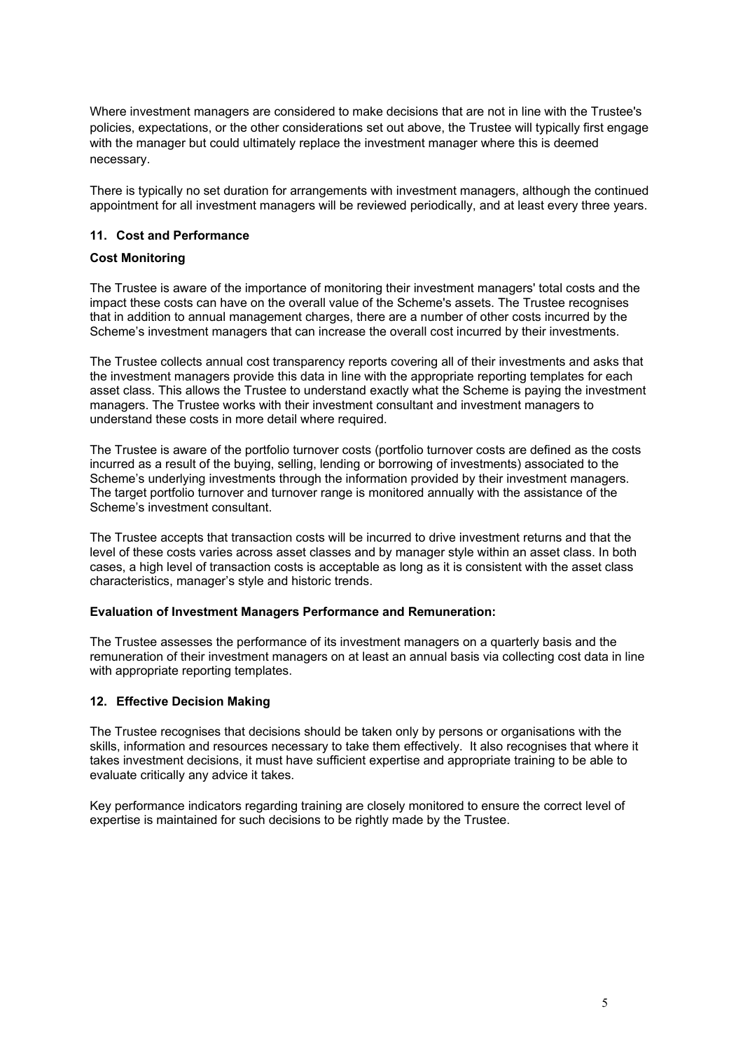Where investment managers are considered to make decisions that are not in line with the Trustee's policies, expectations, or the other considerations set out above, the Trustee will typically first engage with the manager but could ultimately replace the investment manager where this is deemed necessary.

There is typically no set duration for arrangements with investment managers, although the continued appointment for all investment managers will be reviewed periodically, and at least every three years.

## 11. Cost and Performance

**Cost Monitoring**

The Trustee is aware of the importance of monitoring their investment managers' total costs and the impact these costs can have on the overall value of the Scheme's assets. The Trustee recognises that in addition to annual management charges, there are a number of other costs incurred by the Scheme's investment managers that can increase the overall cost incurred by their investments.

The Trustee collects annual cost transparency reports covering all of their investments and asks that the investment managers provide this data in line with the appropriate reporting templates for each asset class. This allows the Trustee to understand exactly what the Scheme is paying the investment managers. The Trustee works with their investment consultant and investment managers to understand these costs in more detail where required.

The Trustee is aware of the portfolio turnover costs (portfolio turnover costs are defined as the costs incurred as a result of the buying, selling, lending or borrowing of investments) associated to the Scheme's underlying investments through the information provided by their investment managers. The target portfolio turnover and turnover range is monitored annually with the assistance of the Scheme's investment consultant.

The Trustee accepts that transaction costs will be incurred to drive investment returns and that the level of these costs varies across asset classes and by manager style within an asset class. In both cases, a high level of transaction costs is acceptable as long as it is consistent with the asset class characteristics, manager's style and historic trends.

**Evaluation of Investment Managers Performance and Remuneration:**

The Trustee assesses the performance of its investment managers on a quarterly basis and the remuneration of their investment managers on at least an annual basis via collecting cost data in line with appropriate reporting templates.

## 12. Effective Decision Making

The Trustee recognises that decisions should be taken only by persons or organisations with the skills, information and resources necessary to take them effectively. It also recognises that where it takes investment decisions, it must have sufficient expertise and appropriate training to be able to evaluate critically any advice it takes.

Key performance indicators regarding training are closely monitored to ensure the correct level of expertise is maintained for such decisions to be rightly made by the Trustee.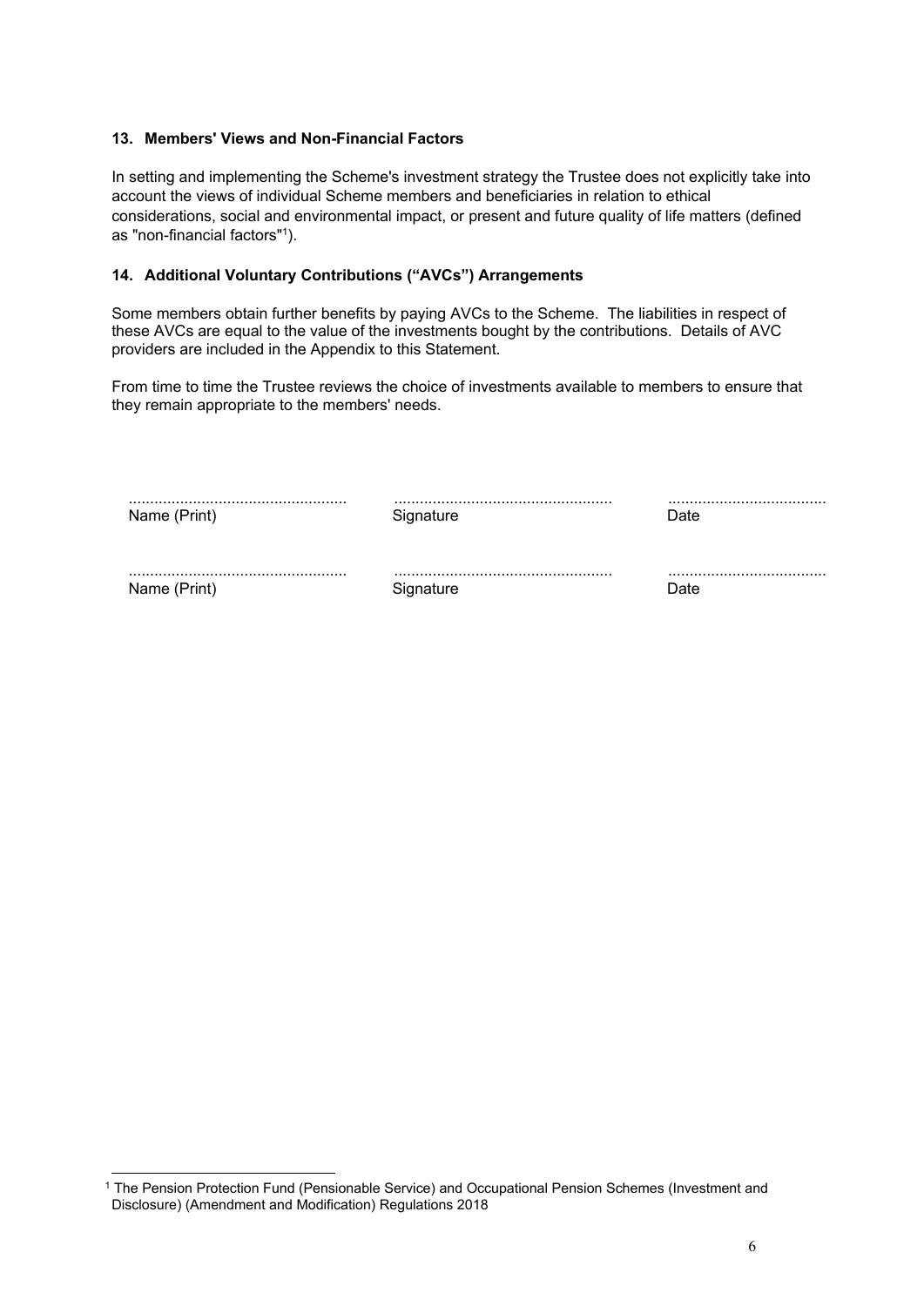### 13. Members' Views and Non-Financial Factors

In setting and implementing the Scheme's investment strategy the Trustee does not explicitly take into account the views of individual Scheme members and beneficiaries in relation to ethical considerations, social and environmental impact, or present and future quality of life matters (defined as "non-financial factors"[1]).

### 14. Additional Voluntary Contributions ("AVCs") Arrangements

Some members obtain further benefits by paying AVCs to the Scheme. The liabilities in respect of these AVCs are equal to the value of the investments bought by the contributions. Details of AVC providers are included in the Appendix to this Statement.

From time to time the Trustee reviews the choice of investments available to members to ensure that they remain appropriate to the members' needs.

| .................................................. | .................................................. | .................................... |
|---|---|---|
| Name (Print) | Signature | Date |
| .................................................. | .................................................. | .................................... |
| Name (Print) | Signature | Date |

[1] The Pension Protection Fund (Pensionable Service) and Occupational Pension Schemes (Investment and Disclosure) (Amendment and Modification) Regulations 2018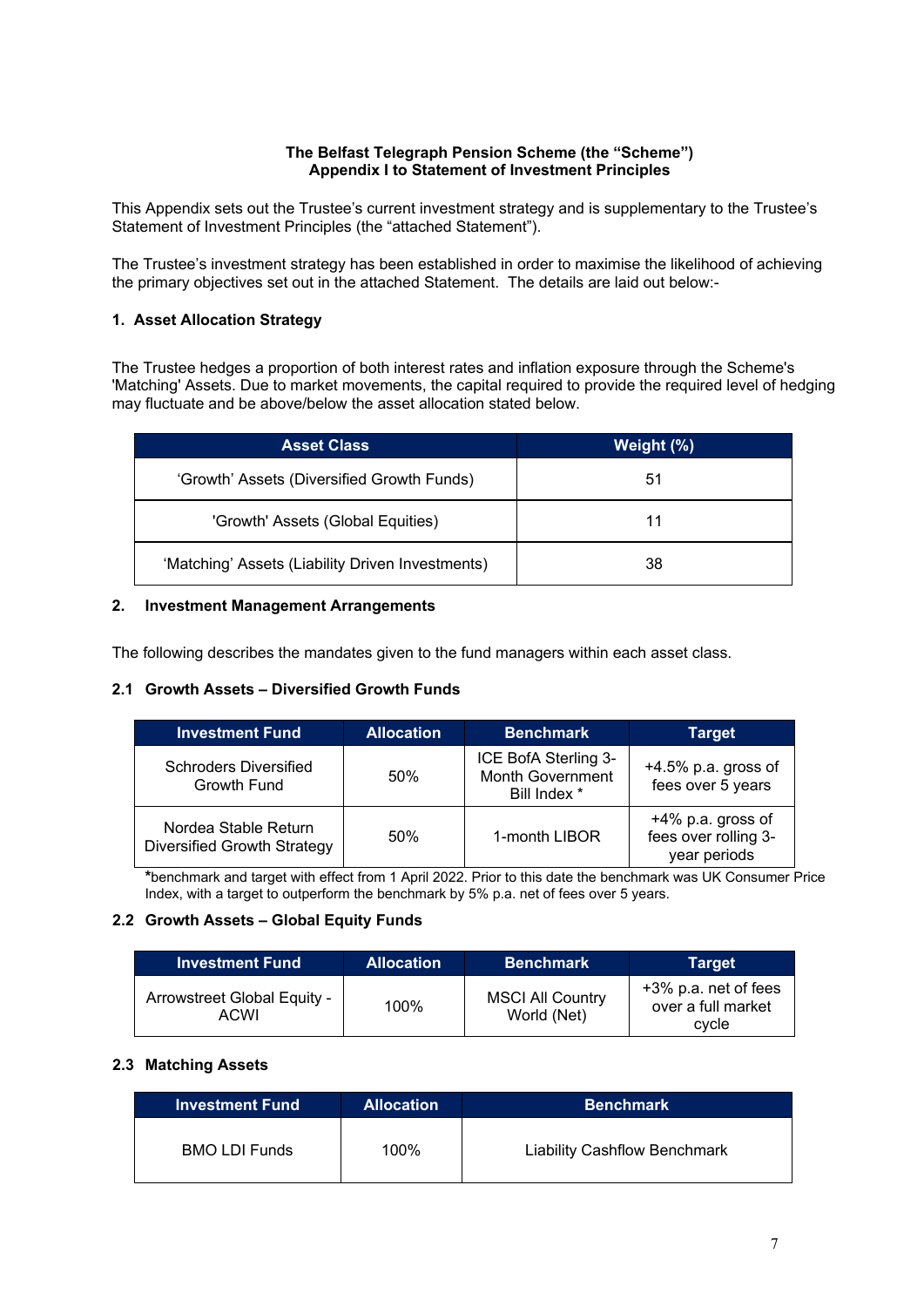**The Belfast Telegraph Pension Scheme (the "Scheme")**
**Appendix I to Statement of Investment Principles**

This Appendix sets out the Trustee's current investment strategy and is supplementary to the Trustee's Statement of Investment Principles (the "attached Statement").

The Trustee's investment strategy has been established in order to maximise the likelihood of achieving the primary objectives set out in the attached Statement. The details are laid out below:-

## 1. Asset Allocation Strategy

The Trustee hedges a proportion of both interest rates and inflation exposure through the Scheme's 'Matching' Assets. Due to market movements, the capital required to provide the required level of hedging may fluctuate and be above/below the asset allocation stated below.

| Asset Class | Weight (%) |
|---|---|
| 'Growth' Assets (Diversified Growth Funds) | 51 |
| 'Growth' Assets (Global Equities) | 11 |
| 'Matching' Assets (Liability Driven Investments) | 38 |

## 2. Investment Management Arrangements

The following describes the mandates given to the fund managers within each asset class.

### 2.1 Growth Assets – Diversified Growth Funds

| Investment Fund | Allocation | Benchmark | Target |
|---|---|---|---|
| Schroders Diversified Growth Fund | 50% | ICE BofA Sterling 3-Month Government Bill Index * | +4.5% p.a. gross of fees over 5 years |
| Nordea Stable Return Diversified Growth Strategy | 50% | 1-month LIBOR | +4% p.a. gross of fees over rolling 3-year periods |

*benchmark and target with effect from 1 April 2022. Prior to this date the benchmark was UK Consumer Price Index, with a target to outperform the benchmark by 5% p.a. net of fees over 5 years.

### 2.2 Growth Assets – Global Equity Funds

| Investment Fund | Allocation | Benchmark | Target |
|---|---|---|---|
| Arrowstreet Global Equity - ACWI | 100% | MSCI All Country World (Net) | +3% p.a. net of fees over a full market cycle |

### 2.3 Matching Assets

| Investment Fund | Allocation | Benchmark |
|---|---|---|
| BMO LDI Funds | 100% | Liability Cashflow Benchmark |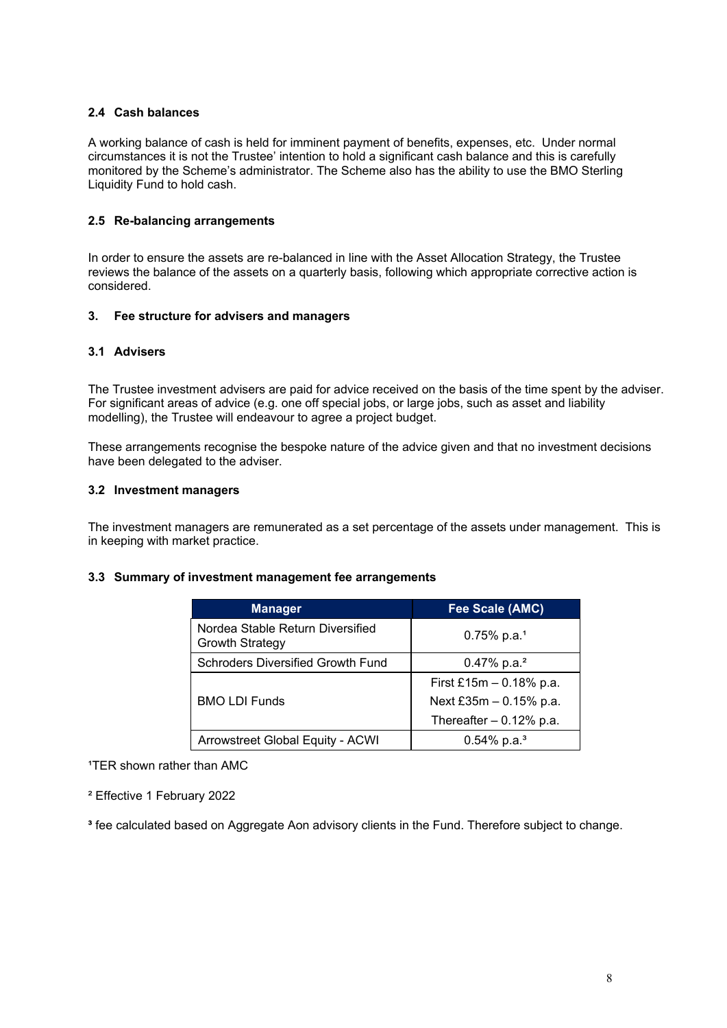### 2.4 Cash balances

A working balance of cash is held for imminent payment of benefits, expenses, etc. Under normal circumstances it is not the Trustee' intention to hold a significant cash balance and this is carefully monitored by the Scheme's administrator. The Scheme also has the ability to use the BMO Sterling Liquidity Fund to hold cash.

### 2.5 Re-balancing arrangements

In order to ensure the assets are re-balanced in line with the Asset Allocation Strategy, the Trustee reviews the balance of the assets on a quarterly basis, following which appropriate corrective action is considered.

## 3. Fee structure for advisers and managers

### 3.1 Advisers

The Trustee investment advisers are paid for advice received on the basis of the time spent by the adviser. For significant areas of advice (e.g. one off special jobs, or large jobs, such as asset and liability modelling), the Trustee will endeavour to agree a project budget.

These arrangements recognise the bespoke nature of the advice given and that no investment decisions have been delegated to the adviser.

### 3.2 Investment managers

The investment managers are remunerated as a set percentage of the assets under management. This is in keeping with market practice.

### 3.3 Summary of investment management fee arrangements

| Manager | Fee Scale (AMC) |
|---|---|
| Nordea Stable Return Diversified Growth Strategy | 0.75% p.a.[1] |
| Schroders Diversified Growth Fund | 0.47% p.a.[2] |
| BMO LDI Funds | First £15m – 0.18% p.a.<br>Next £35m – 0.15% p.a.<br>Thereafter – 0.12% p.a. |
| Arrowstreet Global Equity - ACWI | 0.54% p.a.[3] |

[1]TER shown rather than AMC

[2] Effective 1 February 2022

[3] fee calculated based on Aggregate Aon advisory clients in the Fund. Therefore subject to change.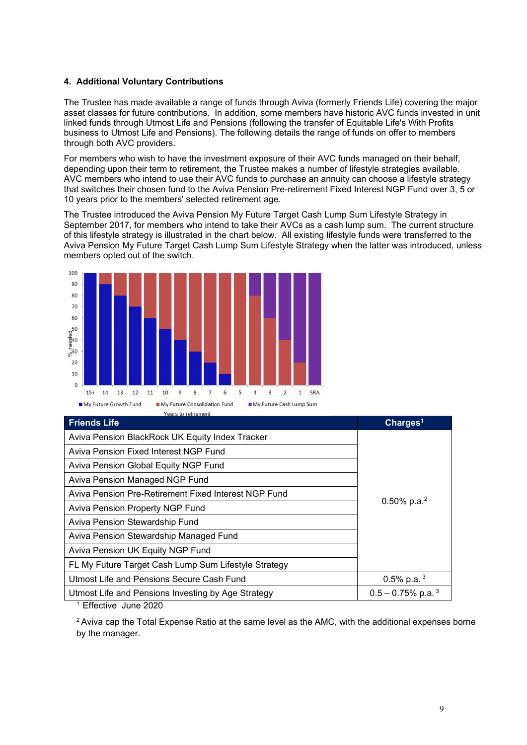### 4. Additional Voluntary Contributions

The Trustee has made available a range of funds through Aviva (formerly Friends Life) covering the major asset classes for future contributions. In addition, some members have historic AVC funds invested in unit linked funds through Utmost Life and Pensions (following the transfer of Equitable Life's With Profits business to Utmost Life and Pensions). The following details the range of funds on offer to members through both AVC providers.

For members who wish to have the investment exposure of their AVC funds managed on their behalf, depending upon their term to retirement, the Trustee makes a number of lifestyle strategies available. AVC members who intend to use their AVC funds to purchase an annuity can choose a lifestyle strategy that switches their chosen fund to the Aviva Pension Pre-retirement Fixed Interest NGP Fund over 3, 5 or 10 years prior to the members' selected retirement age.

The Trustee introduced the Aviva Pension My Future Target Cash Lump Sum Lifestyle Strategy in September 2017, for members who intend to take their AVCs as a cash lump sum. The current structure of this lifestyle strategy is illustrated in the chart below. All existing lifestyle funds were transferred to the Aviva Pension My Future Target Cash Lump Sum Lifestyle Strategy when the latter was introduced, unless members opted out of the switch.

100
90
80
70
60
50
40
30
20
10
0

% invested

15+ 14 13 12 11 10 9 8 7 6 5 4 3 2 1 SRA

Years to retirement

My Future Growth Fund
My Future Consolidation Fund
My Future Cash Lump Sum

| Friends Life | Charges[1] |
|---|---|
| Aviva Pension BlackRock UK Equity Index Tracker | 0.50% p.a.[2] |
| Aviva Pension Fixed Interest NGP Fund | |
| Aviva Pension Global Equity NGP Fund | |
| Aviva Pension Managed NGP Fund | |
| Aviva Pension Pre-Retirement Fixed Interest NGP Fund | |
| Aviva Pension Property NGP Fund | |
| Aviva Pension Stewardship Fund | |
| Aviva Pension Stewardship Managed Fund | |
| Aviva Pension UK Equity NGP Fund | |
| FL My Future Target Cash Lump Sum Lifestyle Strategy | |
| Utmost Life and Pensions Secure Cash Fund | 0.5% p.a. [3] |
| Utmost Life and Pensions Investing by Age Strategy | 0.5 – 0.75% p.a. [3] |

[1] Effective June 2020

[2] Aviva cap the Total Expense Ratio at the same level as the AMC, with the additional expenses borne by the manager.